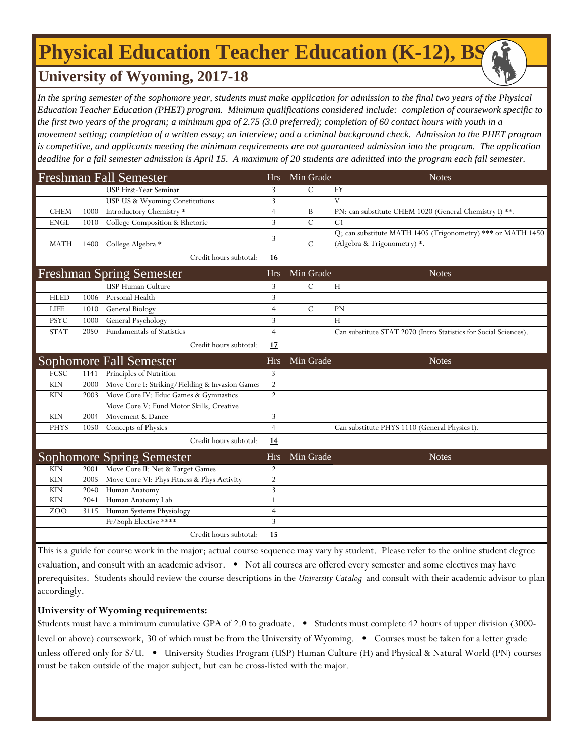# Physical Education Teacher Education (K-12), BS

## University of Wyoming, 2017-18

*In the spring semester of the sophomore year, students must make application for admission to the final two years of the Physical Education Teacher Education (PHET) program. Minimum qualifications considered include: completion of coursework specific to the first two years of the program; a minimum gpa of 2.75 (3.0 preferred); completion of 60 contact hours with youth in a movement setting; completion of a written essay; an interview; and a criminal background check. Admission to the PHET program is competitive, and applicants meeting the minimum requirements are not guaranteed admission into the program. The application deadline for a fall semester admission is April 15. A maximum of 20 students are admitted into the program each fall semester.*

| Freshman Fall Semester | | | Hrs | Min Grade | Notes |
|---|---|---|---|---|---|
| | | USP First-Year Seminar | 3 | C | FY |
| | | USP US & Wyoming Constitutions | 3 | | V |
| CHEM | 1000 | Introductory Chemistry * | 4 | B | PN; can substitute CHEM 1020 (General Chemistry I) **. |
| ENGL | 1010 | College Composition & Rhetoric | 3 | C | C1 |
| MATH | 1400 | College Algebra * | 3 | C | Q; can substitute MATH 1405 (Trigonometry) *** or MATH 1450 (Algebra & Trigonometry) *. |
| | | Credit hours subtotal: | **16** | | |

| Freshman Spring Semester | | | Hrs | Min Grade | Notes |
|---|---|---|---|---|---|
| | | USP Human Culture | 3 | C | H |
| HLED | 1006 | Personal Health | 3 | | |
| LIFE | 1010 | General Biology | 4 | C | PN |
| PSYC | 1000 | General Psychology | 3 | | H |
| STAT | 2050 | Fundamentals of Statistics | 4 | | Can substitute STAT 2070 (Intro Statistics for Social Sciences). |
| | | Credit hours subtotal: | **17** | | |

| Sophomore Fall Semester | | | Hrs | Min Grade | Notes |
|---|---|---|---|---|---|
| FCSC | 1141 | Principles of Nutrition | 3 | | |
| KIN | 2000 | Move Core I: Striking/Fielding & Invasion Games | 2 | | |
| KIN | 2003 | Move Core IV: Educ Games & Gymnastics | 2 | | |
| KIN | 2004 | Move Core V: Fund Motor Skills, Creative Movement & Dance | 3 | | |
| PHYS | 1050 | Concepts of Physics | 4 | | Can substitute PHYS 1110 (General Physics I). |
| | | Credit hours subtotal: | **14** | | |

| Sophomore Spring Semester | | | Hrs | Min Grade | Notes |
|---|---|---|---|---|---|
| KIN | 2001 | Move Core II: Net & Target Games | 2 | | |
| KIN | 2005 | Move Core VI: Phys Fitness & Phys Activity | 2 | | |
| KIN | 2040 | Human Anatomy | 3 | | |
| KIN | 2041 | Human Anatomy Lab | 1 | | |
| ZOO | 3115 | Human Systems Physiology | 4 | | |
| | | Fr/Soph Elective **** | 3 | | |
| | | Credit hours subtotal: | **15** | | |

This is a guide for course work in the major; actual course sequence may vary by student. Please refer to the online student degree evaluation, and consult with an academic advisor. • Not all courses are offered every semester and some electives may have prerequisites. Students should review the course descriptions in the *University Catalog* and consult with their academic advisor to plan accordingly.

**University of Wyoming requirements:**

Students must have a minimum cumulative GPA of 2.0 to graduate. • Students must complete 42 hours of upper division (3000-level or above) coursework, 30 of which must be from the University of Wyoming. • Courses must be taken for a letter grade unless offered only for S/U. • University Studies Program (USP) Human Culture (H) and Physical & Natural World (PN) courses must be taken outside of the major subject, but can be cross-listed with the major.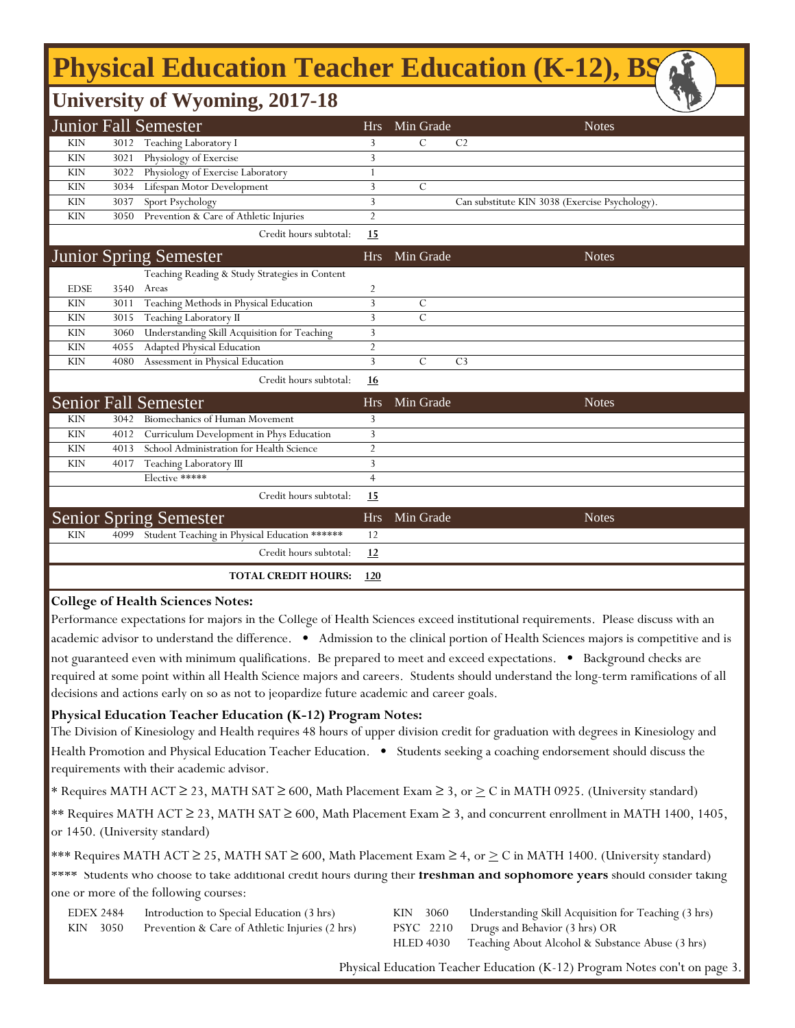# Physical Education Teacher Education (K-12), BS

## University of Wyoming, 2017-18

| Junior Fall Semester | | | Hrs | Min Grade | Notes |
|---|---|---|---|---|---|
| KIN | 3012 | Teaching Laboratory I | 3 | C | C2 |
| KIN | 3021 | Physiology of Exercise | 3 | | |
| KIN | 3022 | Physiology of Exercise Laboratory | 1 | | |
| KIN | 3034 | Lifespan Motor Development | 3 | C | |
| KIN | 3037 | Sport Psychology | 3 | | Can substitute KIN 3038 (Exercise Psychology). |
| KIN | 3050 | Prevention & Care of Athletic Injuries | 2 | | |
| | | Credit hours subtotal: | **15** | | |

| Junior Spring Semester | | | Hrs | Min Grade | Notes |
|---|---|---|---|---|---|
| EDSE | 3540 | Teaching Reading & Study Strategies in Content Areas | 2 | | |
| KIN | 3011 | Teaching Methods in Physical Education | 3 | C | |
| KIN | 3015 | Teaching Laboratory II | 3 | C | |
| KIN | 3060 | Understanding Skill Acquisition for Teaching | 3 | | |
| KIN | 4055 | Adapted Physical Education | 2 | | |
| KIN | 4080 | Assessment in Physical Education | 3 | C | C3 |
| | | Credit hours subtotal: | **16** | | |

| Senior Fall Semester | | | Hrs | Min Grade | Notes |
|---|---|---|---|---|---|
| KIN | 3042 | Biomechanics of Human Movement | 3 | | |
| KIN | 4012 | Curriculum Development in Phys Education | 3 | | |
| KIN | 4013 | School Administration for Health Science | 2 | | |
| KIN | 4017 | Teaching Laboratory III | 3 | | |
| | | Elective ***** | 4 | | |
| | | Credit hours subtotal: | **15** | | |

| Senior Spring Semester | | | Hrs | Min Grade | Notes |
|---|---|---|---|---|---|
| KIN | 4099 | Student Teaching in Physical Education ****** | 12 | | |
| | | Credit hours subtotal: | **12** | | |
| | | **TOTAL CREDIT HOURS:** | **120** | | |

**College of Health Sciences Notes:**

Performance expectations for majors in the College of Health Sciences exceed institutional requirements. Please discuss with an academic advisor to understand the difference. • Admission to the clinical portion of Health Sciences majors is competitive and is not guaranteed even with minimum qualifications. Be prepared to meet and exceed expectations. • Background checks are required at some point within all Health Science majors and careers. Students should understand the long-term ramifications of all decisions and actions early on so as not to jeopardize future academic and career goals.

**Physical Education Teacher Education (K-12) Program Notes:**

The Division of Kinesiology and Health requires 48 hours of upper division credit for graduation with degrees in Kinesiology and Health Promotion and Physical Education Teacher Education. • Students seeking a coaching endorsement should discuss the requirements with their academic advisor.

* Requires MATH ACT ≥ 23, MATH SAT ≥ 600, Math Placement Exam ≥ 3, or ≥ C in MATH 0925. (University standard)

** Requires MATH ACT ≥ 23, MATH SAT ≥ 600, Math Placement Exam ≥ 3, and concurrent enrollment in MATH 1400, 1405, or 1450. (University standard)

*** Requires MATH ACT ≥ 25, MATH SAT ≥ 600, Math Placement Exam ≥ 4, or ≥ C in MATH 1400. (University standard)

**** Students who choose to take additional credit hours during their **freshman and sophomore years** should consider taking one or more of the following courses:

| | | | |
|---|---|---|---|
| EDEX 2484 | Introduction to Special Education (3 hrs) | KIN 3060 | Understanding Skill Acquisition for Teaching (3 hrs) |
| KIN 3050 | Prevention & Care of Athletic Injuries (2 hrs) | PSYC 2210 | Drugs and Behavior (3 hrs) OR |
| | | HLED 4030 | Teaching About Alcohol & Substance Abuse (3 hrs) |

Physical Education Teacher Education (K-12) Program Notes con't on page 3.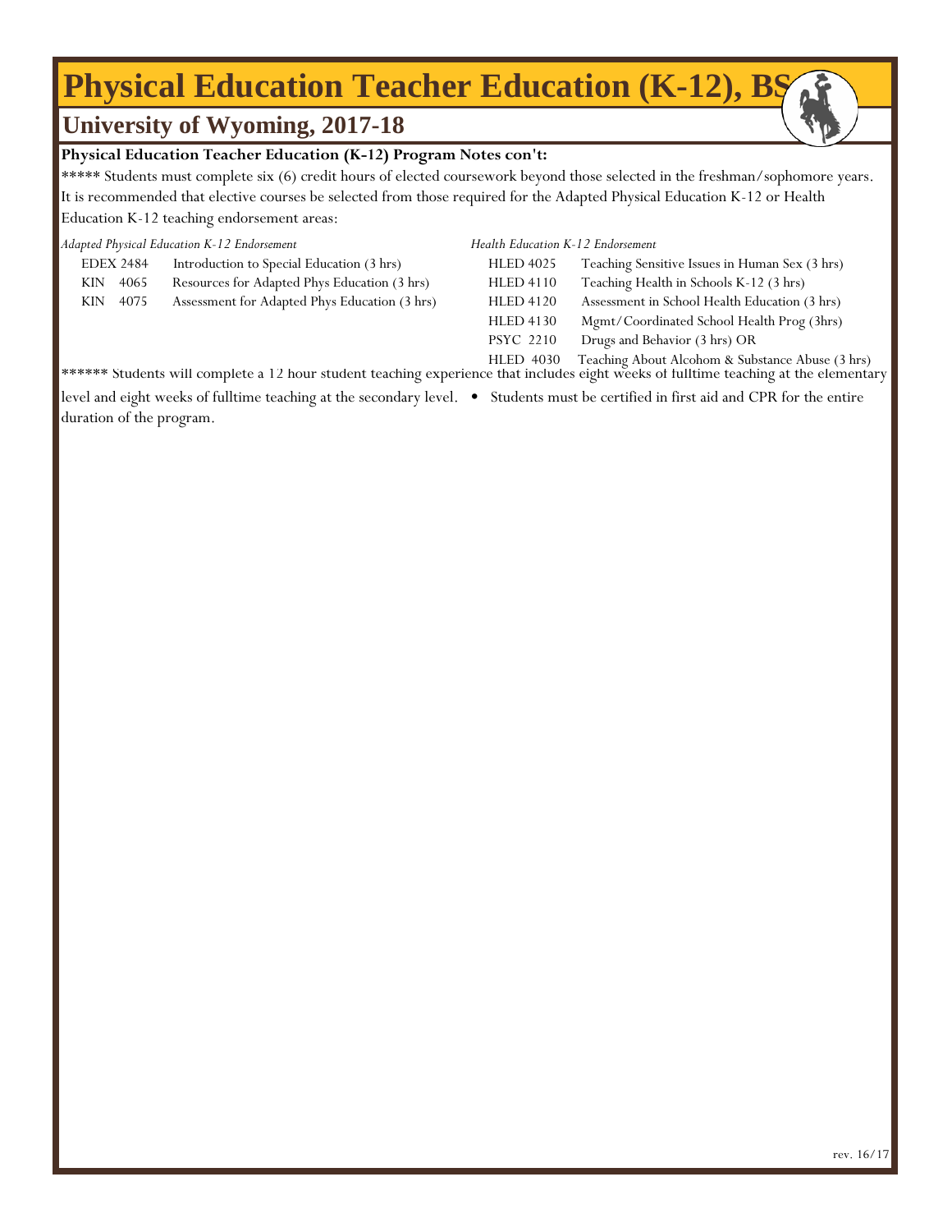# Physical Education Teacher Education (K-12), BS

## University of Wyoming, 2017-18

**Physical Education Teacher Education (K-12) Program Notes con't:**

***** Students must complete six (6) credit hours of elected coursework beyond those selected in the freshman/sophomore years. It is recommended that elective courses be selected from those required for the Adapted Physical Education K-12 or Health Education K-12 teaching endorsement areas:

*Adapted Physical Education K-12 Endorsement*

| | |
|---|---|
| EDEX 2484 | Introduction to Special Education (3 hrs) |
| KIN 4065 | Resources for Adapted Phys Education (3 hrs) |
| KIN 4075 | Assessment for Adapted Phys Education (3 hrs) |

*Health Education K-12 Endorsement*

| | |
|---|---|
| HLED 4025 | Teaching Sensitive Issues in Human Sex (3 hrs) |
| HLED 4110 | Teaching Health in Schools K-12 (3 hrs) |
| HLED 4120 | Assessment in School Health Education (3 hrs) |
| HLED 4130 | Mgmt/Coordinated School Health Prog (3hrs) |
| PSYC 2210 | Drugs and Behavior (3 hrs) OR |
| HLED 4030 | Teaching About Alcohom & Substance Abuse (3 hrs) |

****** Students will complete a 12 hour student teaching experience that includes eight weeks of fulltime teaching at the elementary level and eight weeks of fulltime teaching at the secondary level. • Students must be certified in first aid and CPR for the entire duration of the program.

rev. 16/17